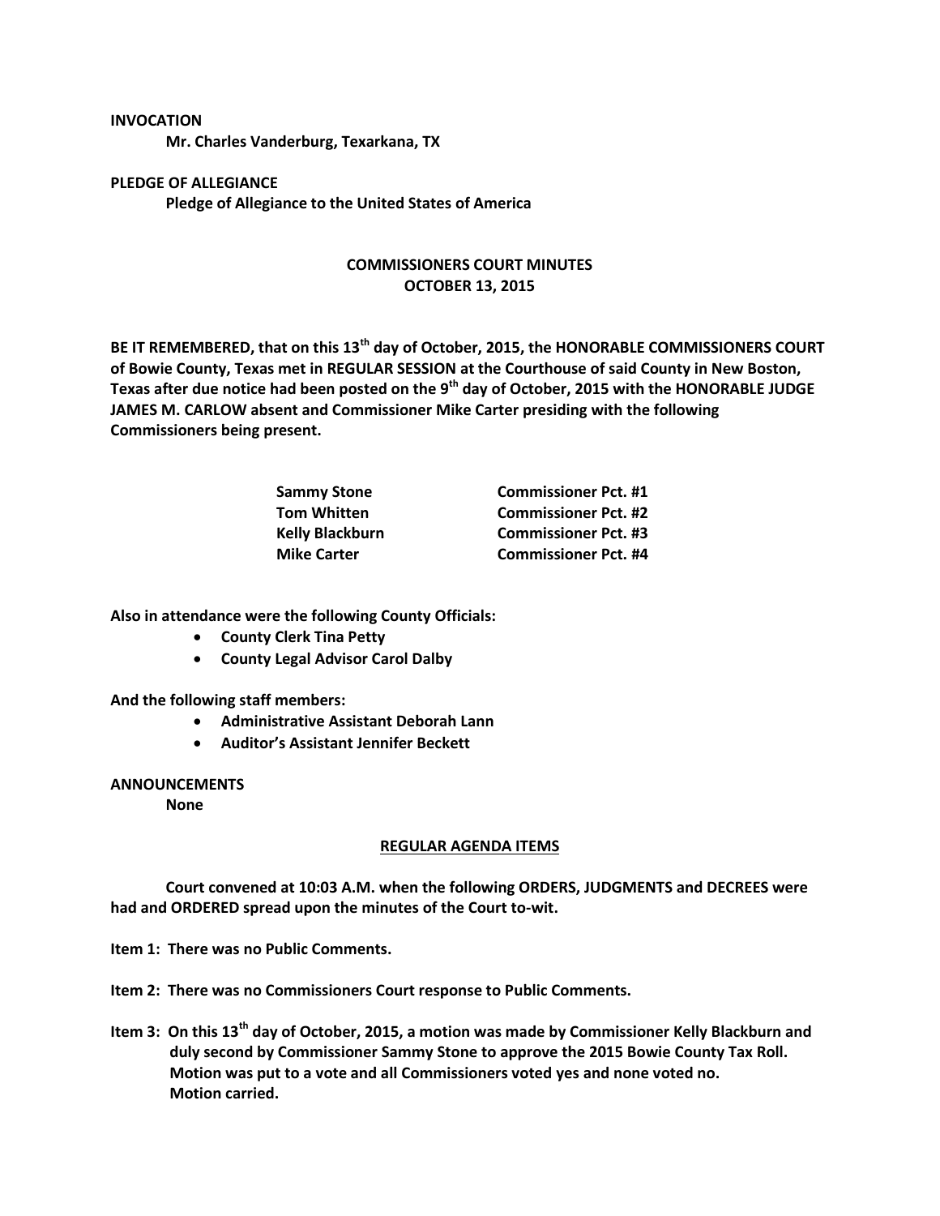**INVOCATION**

**Mr. Charles Vanderburg, Texarkana, TX**

**PLEDGE OF ALLEGIANCE**

**Pledge of Allegiance to the United States of America**

## COMMISSIONERS COURT MINUTES
## OCTOBER 13, 2015

**BE IT REMEMBERED, that on this 13th day of October, 2015, the HONORABLE COMMISSIONERS COURT of Bowie County, Texas met in REGULAR SESSION at the Courthouse of said County in New Boston, Texas after due notice had been posted on the 9th day of October, 2015 with the HONORABLE JUDGE JAMES M. CARLOW absent and Commissioner Mike Carter presiding with the following Commissioners being present.**

| | |
|---|---|
| **Sammy Stone** | **Commissioner Pct. #1** |
| **Tom Whitten** | **Commissioner Pct. #2** |
| **Kelly Blackburn** | **Commissioner Pct. #3** |
| **Mike Carter** | **Commissioner Pct. #4** |

**Also in attendance were the following County Officials:**

- **County Clerk Tina Petty**
- **County Legal Advisor Carol Dalby**

**And the following staff members:**

- **Administrative Assistant Deborah Lann**
- **Auditor's Assistant Jennifer Beckett**

**ANNOUNCEMENTS**

**None**

### REGULAR AGENDA ITEMS

**Court convened at 10:03 A.M. when the following ORDERS, JUDGMENTS and DECREES were had and ORDERED spread upon the minutes of the Court to-wit.**

**Item 1: There was no Public Comments.**

**Item 2: There was no Commissioners Court response to Public Comments.**

**Item 3: On this 13th day of October, 2015, a motion was made by Commissioner Kelly Blackburn and duly second by Commissioner Sammy Stone to approve the 2015 Bowie County Tax Roll. Motion was put to a vote and all Commissioners voted yes and none voted no. Motion carried.**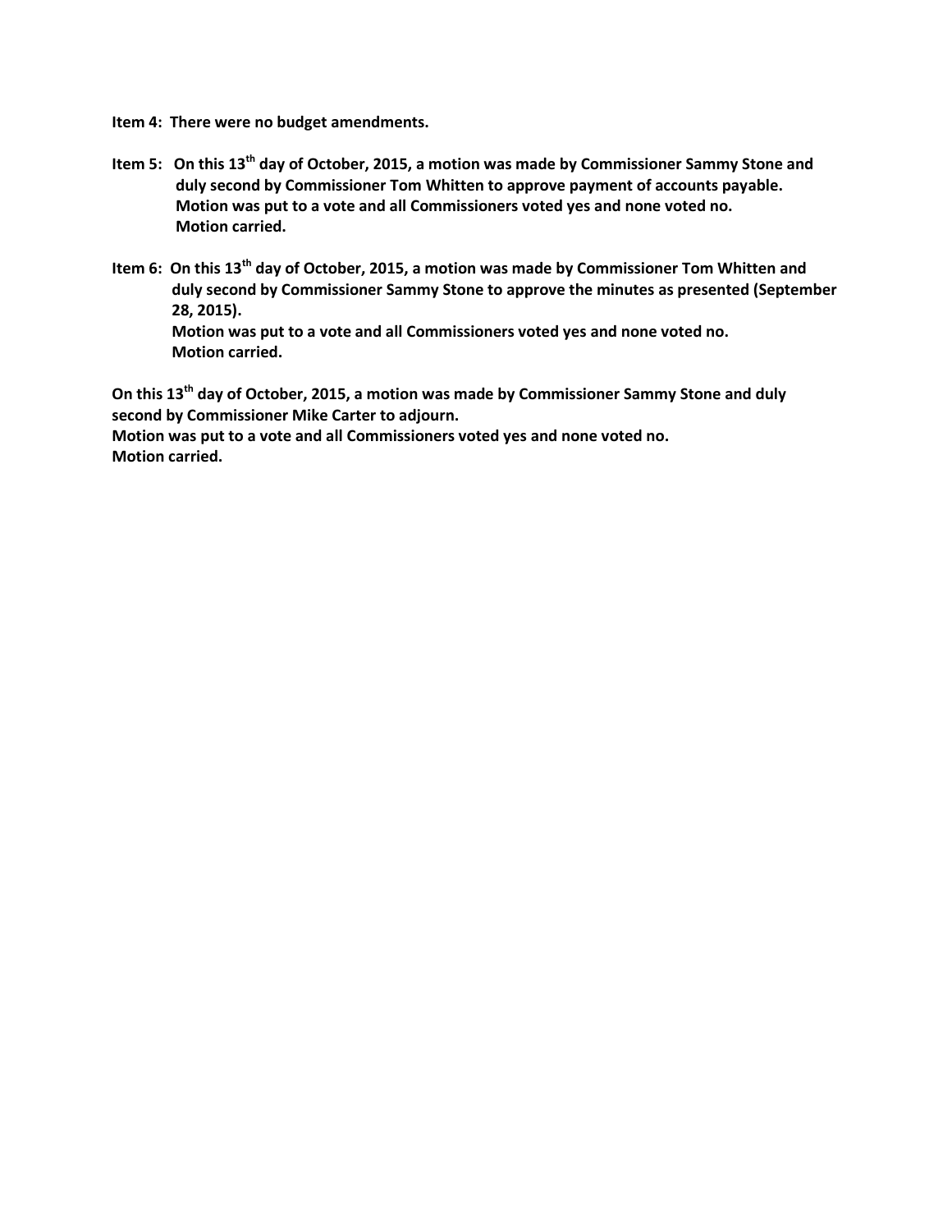**Item 4: There were no budget amendments.**

**Item 5: On this 13th day of October, 2015, a motion was made by Commissioner Sammy Stone and duly second by Commissioner Tom Whitten to approve payment of accounts payable. Motion was put to a vote and all Commissioners voted yes and none voted no. Motion carried.**

**Item 6: On this 13th day of October, 2015, a motion was made by Commissioner Tom Whitten and duly second by Commissioner Sammy Stone to approve the minutes as presented (September 28, 2015). Motion was put to a vote and all Commissioners voted yes and none voted no. Motion carried.**

**On this 13th day of October, 2015, a motion was made by Commissioner Sammy Stone and duly second by Commissioner Mike Carter to adjourn.**
**Motion was put to a vote and all Commissioners voted yes and none voted no.**
**Motion carried.**